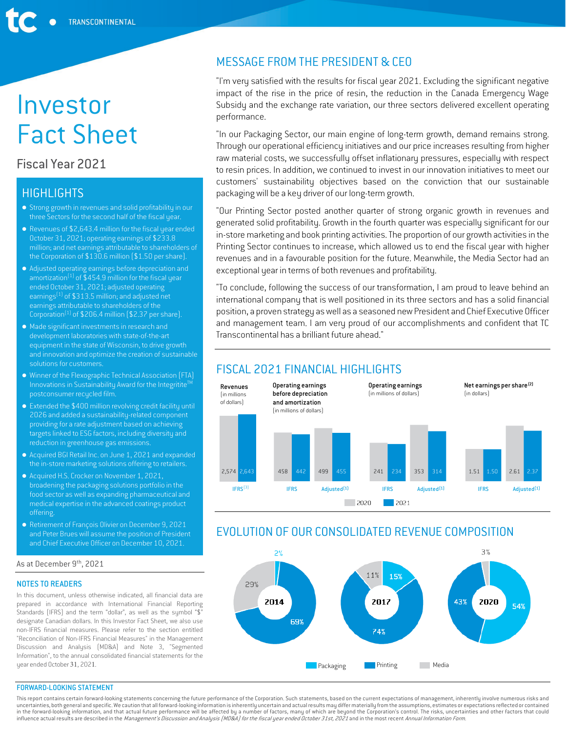TRANSCONTINENTAL

# Investor Fact Sheet

Fiscal Year 2021

## HIGHLIGHTS

- Strong growth in revenues and solid profitability in our three Sectors for the second half of the fiscal year.
- Revenues of $2,643.4 million for the fiscal year ended October 31, 2021; operating earnings of $233.8 million; and net earnings attributable to shareholders of the Corporation of $130.6 million ($1.50 per share).
- Adjusted operating earnings before depreciation and amortization[1] of $454.9 million for the fiscal year ended October 31, 2021; adjusted operating earnings[1] of $313.5 million; and adjusted net earnings attributable to shareholders of the Corporation[1] of $206.4 million ($2.37 per share).
- Made significant investments in research and development laboratories with state-of-the-art equipment in the state of Wisconsin, to drive growth and innovation and optimize the creation of sustainable solutions for customers.
- Winner of the Flexographic Technical Association (FTA) Innovations in Sustainability Award for the Integritite[TM] postconsumer recycled film.
- Extended the $400 million revolving credit facility until 2026 and added a sustainability-related component providing for a rate adjustment based on achieving targets linked to ESG factors, including diversity and reduction in greenhouse gas emissions.
- Acquired BGI Retail Inc. on June 1, 2021 and expanded the in-store marketing solutions offering to retailers.
- Acquired H.S. Crocker on November 1, 2021, broadening the packaging solutions portfolio in the food sector as well as expanding pharmaceutical and medical expertise in the advanced coatings product offering.
- Retirement of François Olivier on December 9, 2021 and Peter Brues will assume the position of President and Chief Executive Officer on December 10, 2021.

As at December 9th, 2021

### NOTES TO READERS

In this document, unless otherwise indicated, all financial data are prepared in accordance with International Financial Reporting Standards (IFRS) and the term "dollar", as well as the symbol "$" designate Canadian dollars. In this Investor Fact Sheet, we also use non-IFRS financial measures. Please refer to the section entitled "Reconciliation of Non-IFRS Financial Measures" in the Management Discussion and Analysis (MD&A) and Note 3, "Segmented Information", to the annual consolidated financial statements for the year ended October 31, 2021.

## MESSAGE FROM THE PRESIDENT & CEO

"I'm very satisfied with the results for fiscal year 2021. Excluding the significant negative impact of the rise in the price of resin, the reduction in the Canada Emergency Wage Subsidy and the exchange rate variation, our three sectors delivered excellent operating performance.

"In our Packaging Sector, our main engine of long-term growth, demand remains strong. Through our operational efficiency initiatives and our price increases resulting from higher raw material costs, we successfully offset inflationary pressures, especially with respect to resin prices. In addition, we continued to invest in our innovation initiatives to meet our customers' sustainability objectives based on the conviction that our sustainable packaging will be a key driver of our long-term growth.

"Our Printing Sector posted another quarter of strong organic growth in revenues and generated solid profitability. Growth in the fourth quarter was especially significant for our in-store marketing and book printing activities. The proportion of our growth activities in the Printing Sector continues to increase, which allowed us to end the fiscal year with higher revenues and in a favourable position for the future. Meanwhile, the Media Sector had an exceptional year in terms of both revenues and profitability.

"To conclude, following the success of our transformation, I am proud to leave behind an international company that is well positioned in its three sectors and has a solid financial position, a proven strategy as well as a seasoned new President and Chief Executive Officer and management team. I am very proud of our accomplishments and confident that TC Transcontinental has a brilliant future ahead."

## FISCAL 2021 FINANCIAL HIGHLIGHTS

Revenues (in millions of dollars)
2,574 2,643
IFRS[3]

Operating earnings before depreciation and amortization (in millions of dollars)
458 442
IFRS
499 455
Adjusted[1]

Operating earnings (in millions of dollars)
241 234
IFRS
353 314
Adjusted[1]

Net earnings per share[2] (in dollars)
1.51 1.50
IFRS
2.61 2.37
Adjusted[1]

2020 2021

## EVOLUTION OF OUR CONSOLIDATED REVENUE COMPOSITION

2014: 2% 29% 69%

2017: 11% 15% 74%

2020: 3% 43% 54%

Packaging Printing Media

### FORWARD-LOOKING STATEMENT

This report contains certain forward-looking statements concerning the future performance of the Corporation. Such statements, based on the current expectations of management, inherently involve numerous risks and uncertainties, both general and specific. We caution that all forward-looking information is inherently uncertain and actual results may differ materially from the assumptions, estimates or expectations reflected or contained in the forward-looking information, and that actual future performance will be affected by a number of factors, many of which are beyond the Corporation's control. The risks, uncertainties and other factors that could influence actual results are described in the *Management's Discussion and Analysis (MD&A) for the fiscal year ended October 31st, 2021* and in the most recent *Annual Information Form*.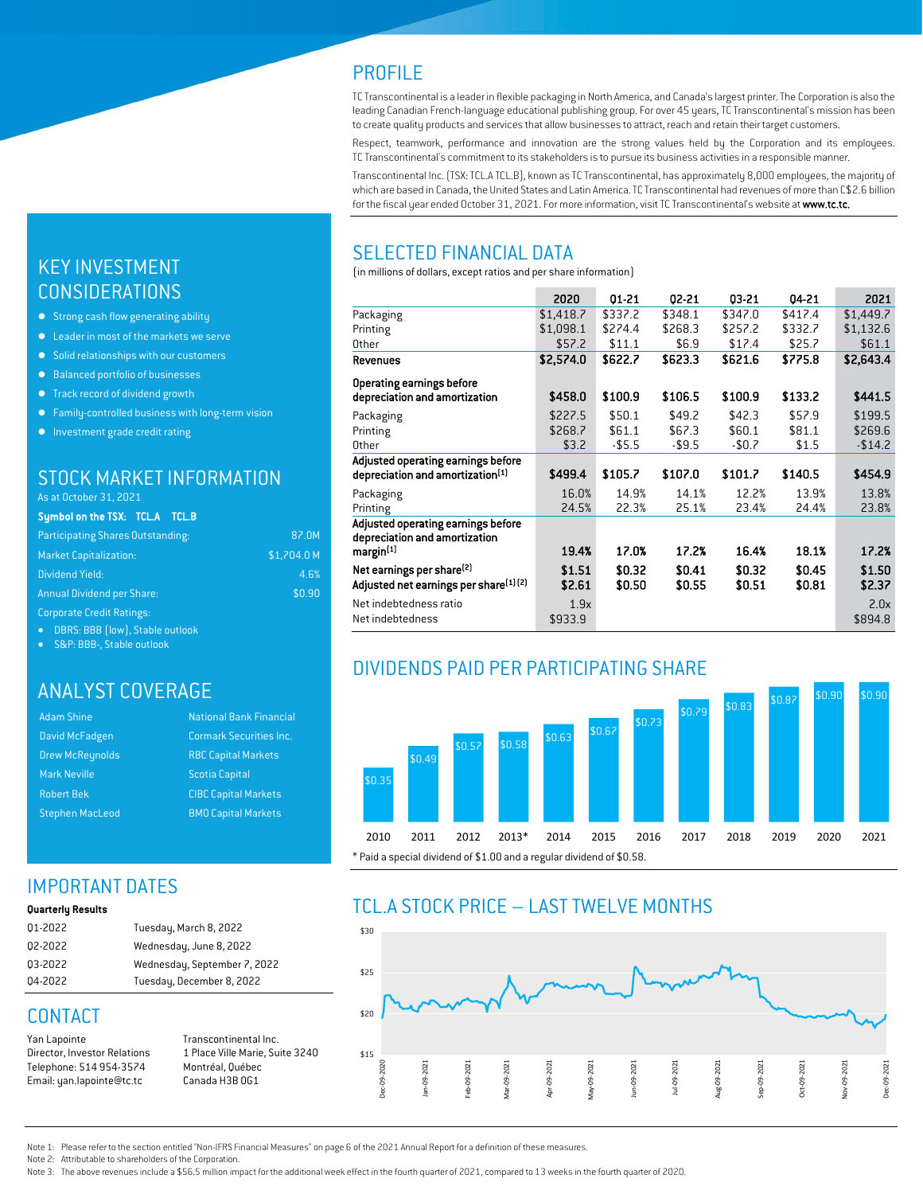## PROFILE

TC Transcontinental is a leader in flexible packaging in North America, and Canada's largest printer. The Corporation is also the leading Canadian French-language educational publishing group. For over 45 years, TC Transcontinental's mission has been to create quality products and services that allow businesses to attract, reach and retain their target customers.

Respect, teamwork, performance and innovation are the strong values held by the Corporation and its employees. TC Transcontinental's commitment to its stakeholders is to pursue its business activities in a responsible manner.

Transcontinental Inc. (TSX: TCL.A TCL.B), known as TC Transcontinental, has approximately 8,000 employees, the majority of which are based in Canada, the United States and Latin America. TC Transcontinental had revenues of more than C$2.6 billion for the fiscal year ended October 31, 2021. For more information, visit TC Transcontinental's website at **www.tc.tc.**

## KEY INVESTMENT CONSIDERATIONS

- Strong cash flow generating ability
- Leader in most of the markets we serve
- Solid relationships with our customers
- Balanced portfolio of businesses
- Track record of dividend growth
- Family-controlled business with long-term vision
- Investment grade credit rating

## STOCK MARKET INFORMATION

As at October 31, 2021

**Symbol on the TSX: TCL.A TCL.B**

| | |
|---|---|
| Participating Shares Outstanding: | 87.0M |
| Market Capitalization: | $1,704.0 M |
| Dividend Yield: | 4.6% |
| Annual Dividend per Share: | $0.90 |

Corporate Credit Ratings:

- DBRS: BBB (low), Stable outlook
- S&P: BBB-, Stable outlook

## ANALYST COVERAGE

| | |
|---|---|
| Adam Shine | National Bank Financial |
| David McFadgen | Cormark Securities Inc. |
| Drew McReynolds | RBC Capital Markets |
| Mark Neville | Scotia Capital |
| Robert Bek | CIBC Capital Markets |
| Stephen MacLeod | BMO Capital Markets |

## SELECTED FINANCIAL DATA

(in millions of dollars, except ratios and per share information)

| | 2020 | Q1-21 | Q2-21 | Q3-21 | Q4-21 | 2021 |
|---|---|---|---|---|---|---|
| Packaging | $1,418.7 | $337.2 | $348.1 | $347.0 | $417.4 | $1,449.7 |
| Printing | $1,098.1 | $274.4 | $268.3 | $257.2 | $332.7 | $1,132.6 |
| Other | $57.2 | $11.1 | $6.9 | $17.4 | $25.7 | $61.1 |
| **Revenues** | **$2,574.0** | **$622.7** | **$623.3** | **$621.6** | **$775.8** | **$2,643.4** |
| **Operating earnings before depreciation and amortization** | **$458.0** | **$100.9** | **$106.5** | **$100.9** | **$133.2** | **$441.5** |
| Packaging | $227.5 | $50.1 | $49.2 | $42.3 | $57.9 | $199.5 |
| Printing | $268.7 | $61.1 | $67.3 | $60.1 | $81.1 | $269.6 |
| Other | $3.2 | -$5.5 | -$9.5 | -$0.7 | $1.5 | -$14.2 |
| **Adjusted operating earnings before depreciation and amortization[1]** | **$499.4** | **$105.7** | **$107.0** | **$101.7** | **$140.5** | **$454.9** |
| Packaging | 16.0% | 14.9% | 14.1% | 12.2% | 13.9% | 13.8% |
| Printing | 24.5% | 22.3% | 25.1% | 23.4% | 24.4% | 23.8% |
| **Adjusted operating earnings before depreciation and amortization margin[1]** | **19.4%** | **17.0%** | **17.2%** | **16.4%** | **18.1%** | **17.2%** |
| **Net earnings per share[2]** | **$1.51** | **$0.32** | **$0.41** | **$0.32** | **$0.45** | **$1.50** |
| **Adjusted net earnings per share[1] [2]** | **$2.61** | **$0.50** | **$0.55** | **$0.51** | **$0.81** | **$2.37** |
| Net indebtedness ratio | 1.9x | | | | | 2.0x |
| Net indebtedness | $933.9 | | | | | $894.8 |

## DIVIDENDS PAID PER PARTICIPATING SHARE

$0.35 $0.49 $0.57 $0.58 $0.63 $0.67 $0.73 $0.79 $0.83 $0.87 $0.90 $0.90

2010 2011 2012 2013* 2014 2015 2016 2017 2018 2019 2020 2021

\* Paid a special dividend of $1.00 and a regular dividend of $0.58.

## TCL.A STOCK PRICE – LAST TWELVE MONTHS

$30 $25 $20 $15

Dec-09-2020 Jan-09-2021 Feb-09-2021 Mar-09-2021 Apr-09-2021 May-09-2021 Jun-09-2021 Jul-09-2021 Aug-09-2021 Sep-09-2021 Oct-09-2021 Nov-09-2021 Dec-09-2021

## IMPORTANT DATES

**Quarterly Results**

| | |
|---|---|
| Q1-2022 | Tuesday, March 8, 2022 |
| Q2-2022 | Wednesday, June 8, 2022 |
| Q3-2022 | Wednesday, September 7, 2022 |
| Q4-2022 | Tuesday, December 8, 2022 |

## CONTACT

Yan Lapointe
Director, Investor Relations
Telephone: 514 954-3574
Email: yan.lapointe@tc.tc

Transcontinental Inc.
1 Place Ville Marie, Suite 3240
Montréal, Québec
Canada H3B 0G1

Note 1: Please refer to the section entitled "Non-IFRS Financial Measures" on page 6 of the 2021 Annual Report for a definition of these measures.
Note 2: Attributable to shareholders of the Corporation.
Note 3: The above revenues include a $56.5 million impact for the additional week effect in the fourth quarter of 2021, compared to 13 weeks in the fourth quarter of 2020.